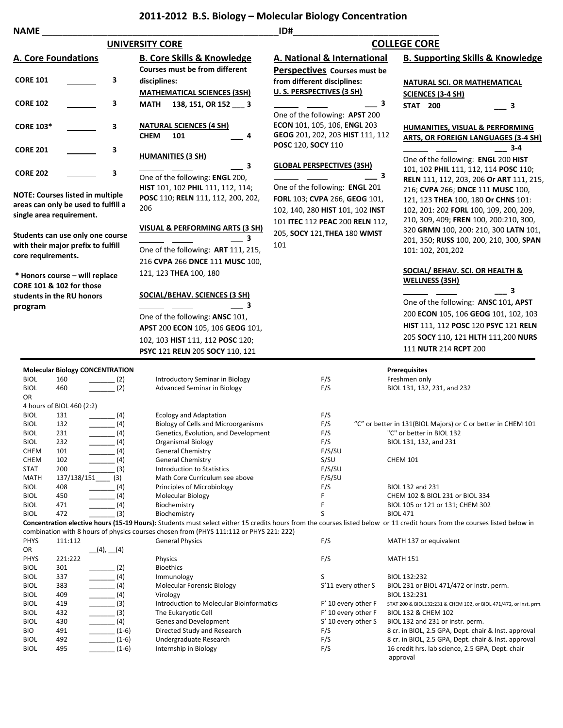# 2011-2012 B.S. Biology – Molecular Biology Concentration

NAME ______________________________ ID# ______________________________

## UNIVERSITY CORE

### A. Core Foundations

CORE 101 _______ 3

CORE 102 _______ 3

CORE 103* _______ 3

CORE 201 _______ 3

CORE 202 _______ 3

**NOTE: Courses listed in multiple areas can only be used to fulfill a single area requirement.**

**Students can use only one course with their major prefix to fulfill core requirements.**

**\* Honors course – will replace CORE 101 & 102 for those students in the RU honors program**

### B. Core Skills & Knowledge

**Courses must be from different disciplines:**

**MATHEMATICAL SCIENCES (3SH)**

**MATH 138, 151, OR 152 ___ 3**

**NATURAL SCIENCES (4 SH)**

**CHEM 101 ___ 4**

**HUMANITIES (3 SH)**

______ ______ ___ 3

One of the following: **ENGL** 200, **HIST** 101, 102 **PHIL** 111, 112, 114; **POSC** 110; **RELN** 111, 112, 200, 202, 206

**VISUAL & PERFORMING ARTS (3 SH)**

______ ______ ___ 3

One of the following: **ART** 111, 215, 216 **CVPA** 266 **DNCE** 111 **MUSC** 100, 121, 123 **THEA** 100, 180

**SOCIAL/BEHAV. SCIENCES (3 SH)**

______ ______ ___ 3

One of the following: **ANSC** 101, **APST** 200 **ECON** 105, 106 **GEOG** 101, 102, 103 **HIST** 111, 112 **POSC** 120; **PSYC** 121 **RELN** 205 **SOCY** 110, 121

## COLLEGE CORE

### A. National & International Perspectives

**Courses must be from different disciplines:**

**U. S. PERSPECTIVES (3 SH)**

______ ______ ___ 3

One of the following: **APST** 200 **ECON** 101, 105, 106, **ENGL** 203 **GEOG** 201, 202, 203 **HIST** 111, 112 **POSC** 120, **SOCY** 110

**GLOBAL PERSPECTIVES (3SH)**

______ ______ ___ 3

One of the following: **ENGL** 201 **FORL** 103; **CVPA** 266, **GEOG** 101, 102, 140, 280 **HIST** 101, 102 **INST** 101 **ITEC** 112 **PEAC** 200 **RELN** 112, 205, **SOCY** 121,**THEA** 180 **WMST** 101

### B. Supporting Skills & Knowledge

**NATURAL SCI. OR MATHEMATICAL SCIENCES (3-4 SH)**

**STAT 200 ___ 3**

**HUMANITIES, VISUAL & PERFORMING ARTS, OR FOREIGN LANGUAGES (3-4 SH)**

______ ______ ___ 3-4

One of the following: **ENGL** 200 **HIST** 101, 102 **PHIL** 111, 112, 114 **POSC** 110; **RELN** 111, 112, 203, 206 **Or ART** 111, 215, 216; **CVPA** 266; **DNCE** 111 **MUSC** 100, 121, 123 **THEA** 100, 180 **Or CHNS** 101: 102, 201: 202 **FORL** 100, 109, 200, 209, 210, 309, 409; **FREN** 100, 200:210, 300, 320 **GRMN** 100, 200: 210, 300 **LATN** 101, 201, 350; **RUSS** 100, 200, 210, 300, **SPAN** 101: 102, 201,202

**SOCIAL/ BEHAV. SCI. OR HEALTH & WELLNESS (3SH)**

______ ______ ___ 3

One of the following: **ANSC** 101**, APST** 200 **ECON** 105, 106 **GEOG** 101, 102, 103 **HIST** 111, 112 **POSC** 120 **PSYC** 121 **RELN** 205 **SOCY** 110**,** 121 **HLTH** 111,200 **NURS** 111 **NUTR** 214 **RCPT** 200

---

| **Molecular Biology CONCENTRATION** | | | | | **Prerequisites** |
|---|---|---|---|---|---|
| BIOL | 160 | _______ (2) | Introductory Seminar in Biology | F/S | Freshmen only |
| BIOL | 460 | _______ (2) | Advanced Seminar in Biology | F/S | BIOL 131, 132, 231, and 232 |
| OR | | | | | |
| 4 hours of BIOL 460 (2:2) | | | | | |
| BIOL | 131 | _______ (4) | Ecology and Adaptation | F/S | |
| BIOL | 132 | _______ (4) | Biology of Cells and Microorganisms | F/S | "C" or better in 131(BIOL Majors) or C or better in CHEM 101 |
| BIOL | 231 | _______ (4) | Genetics, Evolution, and Development | F/S | "C" or better in BIOL 132 |
| BIOL | 232 | _______ (4) | Organismal Biology | F/S | BIOL 131, 132, and 231 |
| CHEM | 101 | _______ (4) | General Chemistry | F/S/SU | |
| CHEM | 102 | _______ (4) | General Chemistry | S/SU | CHEM 101 |
| STAT | 200 | _______ (3) | Introduction to Statistics | F/S/SU | |
| MATH | 137/138/151 | ____ (3) | Math Core Curriculum see above | F/S/SU | |
| BIOL | 408 | _______ (4) | Principles of Microbiology | F/S | BIOL 132 and 231 |
| BIOL | 450 | _______ (4) | Molecular Biology | F | CHEM 102 & BIOL 231 or BIOL 334 |
| BIOL | 471 | _______ (4) | Biochemistry | F | BIOL 105 or 121 or 131; CHEM 302 |
| BIOL | 472 | _______ (3) | Biochemistry | S | BIOL 471 |

**Concentration elective hours (15-19 Hours):** Students must select either 15 credits hours from the courses listed below or 11 credit hours from the courses listed below in combination with 8 hours of physics courses chosen from (PHYS 111:112 or PHYS 221: 222)

| | | | | | |
|---|---|---|---|---|---|
| PHYS | 111:112 | | General Physics | F/S | MATH 137 or equivalent |
| OR | | __(4), __(4) | | | |
| PHYS | 221:222 | | Physics | F/S | MATH 151 |
| BIOL | 301 | _______ (2) | Bioethics | | |
| BIOL | 337 | _______ (4) | Immunology | S | BIOL 132:232 |
| BIOL | 383 | _______ (4) | Molecular Forensic Biology | S'11 every other S | BIOL 231 or BIOL 471/472 or instr. perm. |
| BIOL | 409 | _______ (4) | Virology | | BIOL 132:231 |
| BIOL | 419 | _______ (3) | Introduction to Molecular Bioinformatics | F' 10 every other F | STAT 200 & BIOL132:231 & CHEM 102, or BIOL 471/472, or inst. prm. |
| BIOL | 432 | _______ (3) | The Eukaryotic Cell | F' 10 every other F | BIOL 132 & CHEM 102 |
| BIOL | 430 | _______ (4) | Genes and Development | S' 10 every other S | BIOL 132 and 231 or instr. perm. |
| BIO | 491 | _______ (1-6) | Directed Study and Research | F/S | 8 cr. in BIOL, 2.5 GPA, Dept. chair & Inst. approval |
| BIOL | 492 | _______ (1-6) | Undergraduate Research | F/S | 8 cr. in BIOL, 2.5 GPA, Dept. chair & Inst. approval |
| BIOL | 495 | _______ (1-6) | Internship in Biology | F/S | 16 credit hrs. lab science, 2.5 GPA, Dept. chair approval |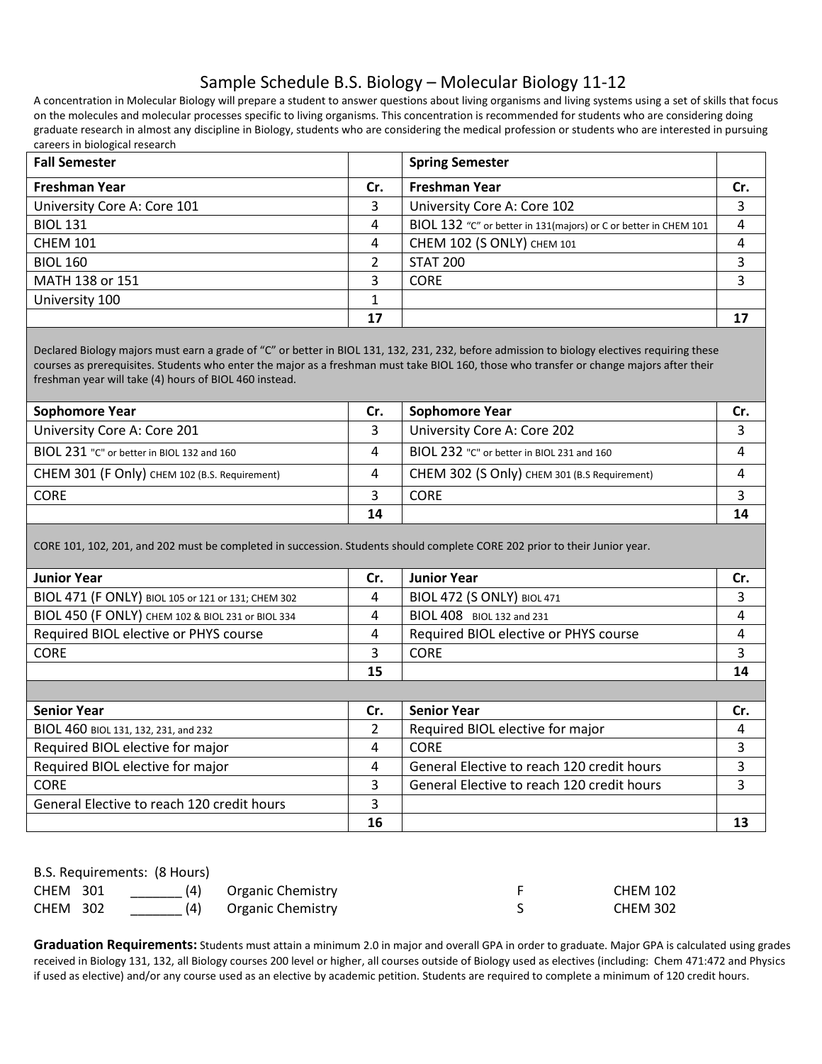# Sample Schedule B.S. Biology – Molecular Biology 11-12

A concentration in Molecular Biology will prepare a student to answer questions about living organisms and living systems using a set of skills that focus on the molecules and molecular processes specific to living organisms. This concentration is recommended for students who are considering doing graduate research in almost any discipline in Biology, students who are considering the medical profession or students who are interested in pursuing careers in biological research

| **Fall Semester** | | **Spring Semester** | |
|---|---|---|---|
| **Freshman Year** | **Cr.** | **Freshman Year** | **Cr.** |
| University Core A: Core 101 | 3 | University Core A: Core 102 | 3 |
| BIOL 131 | 4 | BIOL 132 "C" or better in 131(majors) or C or better in CHEM 101 | 4 |
| CHEM 101 | 4 | CHEM 102 (S ONLY) CHEM 101 | 4 |
| BIOL 160 | 2 | STAT 200 | 3 |
| MATH 138 or 151 | 3 | CORE | 3 |
| University 100 | 1 | | |
| | **17** | | **17** |
| Declared Biology majors must earn a grade of "C" or better in BIOL 131, 132, 231, 232, before admission to biology electives requiring these courses as prerequisites. Students who enter the major as a freshman must take BIOL 160, those who transfer or change majors after their freshman year will take (4) hours of BIOL 460 instead. | | | |
| **Sophomore Year** | **Cr.** | **Sophomore Year** | **Cr.** |
| University Core A: Core 201 | 3 | University Core A: Core 202 | 3 |
| BIOL 231 "C" or better in BIOL 132 and 160 | 4 | BIOL 232 "C" or better in BIOL 231 and 160 | 4 |
| CHEM 301 (F Only) CHEM 102 (B.S. Requirement) | 4 | CHEM 302 (S Only) CHEM 301 (B.S Requirement) | 4 |
| CORE | 3 | CORE | 3 |
| | **14** | | **14** |
| CORE 101, 102, 201, and 202 must be completed in succession. Students should complete CORE 202 prior to their Junior year. | | | |
| **Junior Year** | **Cr.** | **Junior Year** | **Cr.** |
| BIOL 471 (F ONLY) BIOL 105 or 121 or 131; CHEM 302 | 4 | BIOL 472 (S ONLY) BIOL 471 | 3 |
| BIOL 450 (F ONLY) CHEM 102 & BIOL 231 or BIOL 334 | 4 | BIOL 408 BIOL 132 and 231 | 4 |
| Required BIOL elective or PHYS course | 4 | Required BIOL elective or PHYS course | 4 |
| CORE | 3 | CORE | 3 |
| | **15** | | **14** |
| | | | |
| **Senior Year** | **Cr.** | **Senior Year** | **Cr.** |
| BIOL 460 BIOL 131, 132, 231, and 232 | 2 | Required BIOL elective for major | 4 |
| Required BIOL elective for major | 4 | CORE | 3 |
| Required BIOL elective for major | 4 | General Elective to reach 120 credit hours | 3 |
| CORE | 3 | General Elective to reach 120 credit hours | 3 |
| General Elective to reach 120 credit hours | 3 | | |
| | **16** | | **13** |

B.S. Requirements: (8 Hours)

| | | | | | |
|---|---|---|---|---|---|
| CHEM 301 | _______ (4) | Organic Chemistry | F | CHEM 102 |
| CHEM 302 | _______ (4) | Organic Chemistry | S | CHEM 302 |

**Graduation Requirements:** Students must attain a minimum 2.0 in major and overall GPA in order to graduate. Major GPA is calculated using grades received in Biology 131, 132, all Biology courses 200 level or higher, all courses outside of Biology used as electives (including: Chem 471:472 and Physics if used as elective) and/or any course used as an elective by academic petition. Students are required to complete a minimum of 120 credit hours.